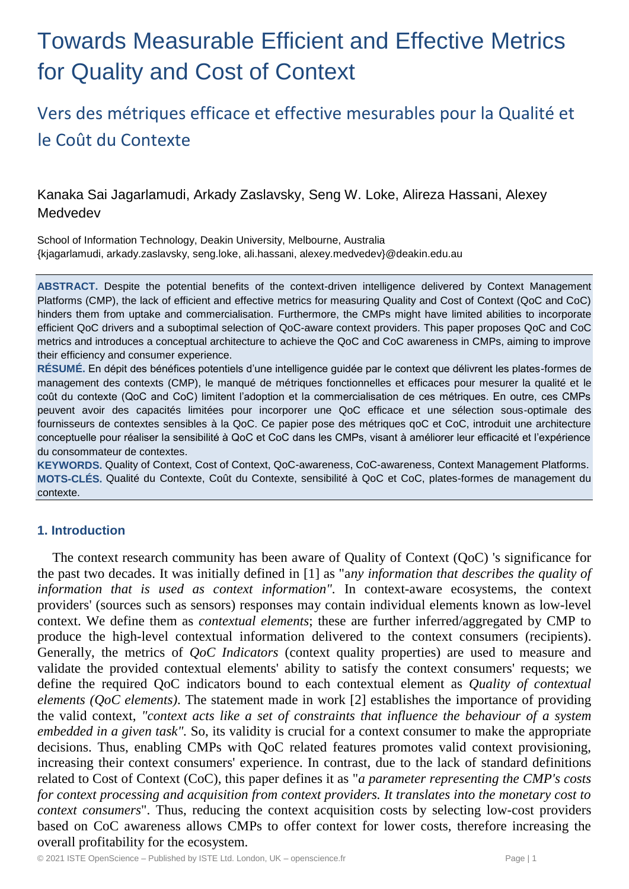# Towards Measurable Efficient and Effective Metrics for Quality and Cost of Context

## Vers des métriques efficace et effective mesurables pour la Qualité et le Coût du Contexte

Kanaka Sai Jagarlamudi, Arkady Zaslavsky, Seng W. Loke, Alireza Hassani, Alexey Medvedev

School of Information Technology, Deakin University, Melbourne, Australia
{kjagarlamudi, arkady.zaslavsky, seng.loke, ali.hassani, alexey.medvedev}@deakin.edu.au

**ABSTRACT.** Despite the potential benefits of the context-driven intelligence delivered by Context Management Platforms (CMP), the lack of efficient and effective metrics for measuring Quality and Cost of Context (QoC and CoC) hinders them from uptake and commercialisation. Furthermore, the CMPs might have limited abilities to incorporate efficient QoC drivers and a suboptimal selection of QoC-aware context providers. This paper proposes QoC and CoC metrics and introduces a conceptual architecture to achieve the QoC and CoC awareness in CMPs, aiming to improve their efficiency and consumer experience.

**RÉSUMÉ.** En dépit des bénéfices potentiels d'une intelligence guidée par le context que délivrent les plates-formes de management des contexts (CMP), le manqué de métriques fonctionnelles et efficaces pour mesurer la qualité et le coût du contexte (QoC and CoC) limitent l'adoption et la commercialisation de ces métriques. En outre, ces CMPs peuvent avoir des capacités limitées pour incorporer une QoC efficace et une sélection sous-optimale des fournisseurs de contextes sensibles à la QoC. Ce papier pose des métriques qoC et CoC, introduit une architecture conceptuelle pour réaliser la sensibilité à QoC et CoC dans les CMPs, visant à améliorer leur efficacité et l'expérience du consommateur de contextes.

**KEYWORDS.** Quality of Context, Cost of Context, QoC-awareness, CoC-awareness, Context Management Platforms.

**MOTS-CLÉS.** Qualité du Contexte, Coût du Contexte, sensibilité à QoC et CoC, plates-formes de management du contexte.

### 1. Introduction

The context research community has been aware of Quality of Context (QoC) 's significance for the past two decades. It was initially defined in [1] as "a*ny information that describes the quality of information that is used as context information"*. In context-aware ecosystems, the context providers' (sources such as sensors) responses may contain individual elements known as low-level context. We define them as *contextual elements*; these are further inferred/aggregated by CMP to produce the high-level contextual information delivered to the context consumers (recipients). Generally, the metrics of *QoC Indicators* (context quality properties) are used to measure and validate the provided contextual elements' ability to satisfy the context consumers' requests; we define the required QoC indicators bound to each contextual element as *Quality of contextual elements (QoC elements)*. The statement made in work [2] establishes the importance of providing the valid context, *"context acts like a set of constraints that influence the behaviour of a system embedded in a given task"*. So, its validity is crucial for a context consumer to make the appropriate decisions. Thus, enabling CMPs with QoC related features promotes valid context provisioning, increasing their context consumers' experience. In contrast, due to the lack of standard definitions related to Cost of Context (CoC), this paper defines it as "*a parameter representing the CMP's costs for context processing and acquisition from context providers. It translates into the monetary cost to context consumers*". Thus, reducing the context acquisition costs by selecting low-cost providers based on CoC awareness allows CMPs to offer context for lower costs, therefore increasing the overall profitability for the ecosystem.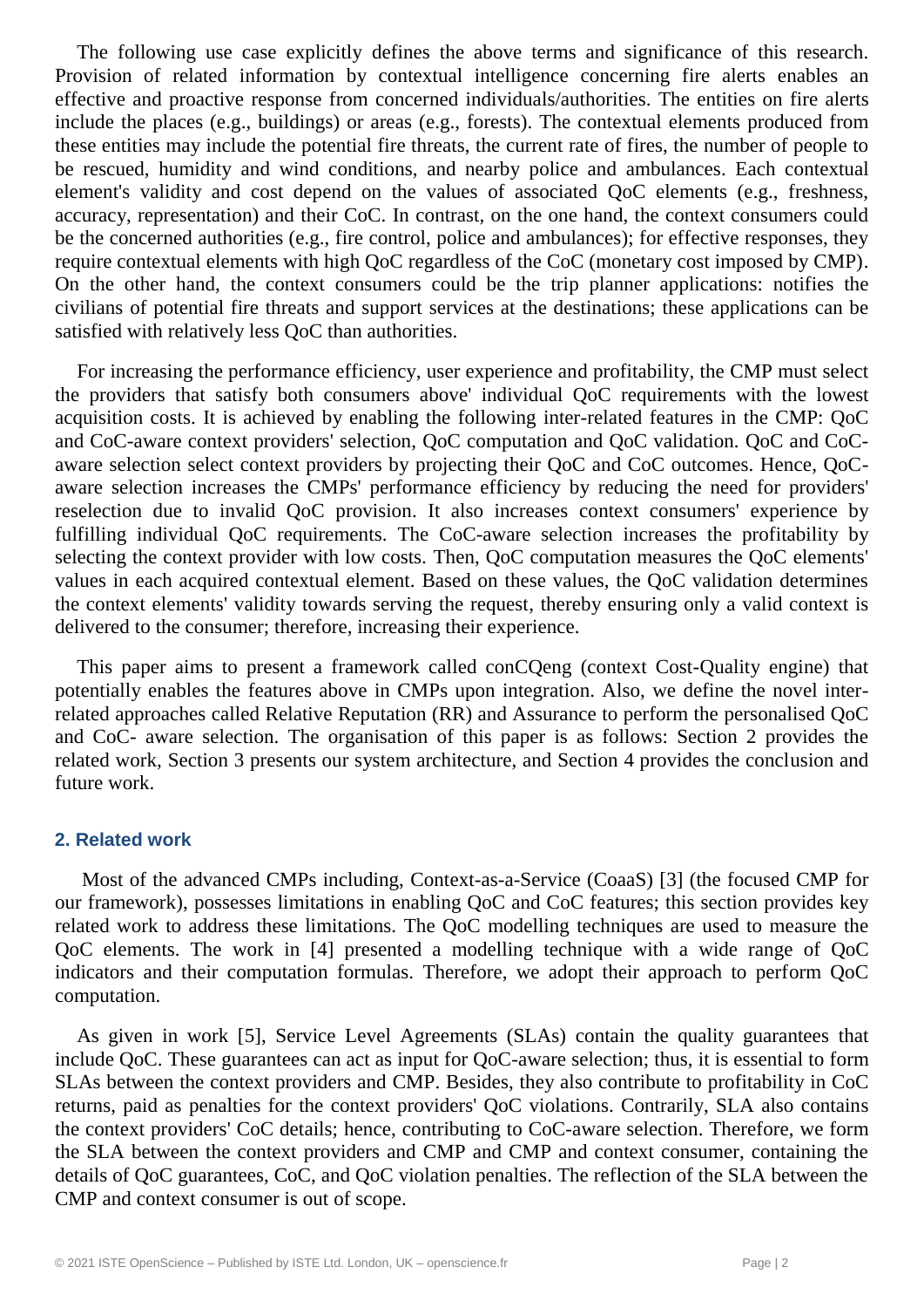The following use case explicitly defines the above terms and significance of this research. Provision of related information by contextual intelligence concerning fire alerts enables an effective and proactive response from concerned individuals/authorities. The entities on fire alerts include the places (e.g., buildings) or areas (e.g., forests). The contextual elements produced from these entities may include the potential fire threats, the current rate of fires, the number of people to be rescued, humidity and wind conditions, and nearby police and ambulances. Each contextual element's validity and cost depend on the values of associated QoC elements (e.g., freshness, accuracy, representation) and their CoC. In contrast, on the one hand, the context consumers could be the concerned authorities (e.g., fire control, police and ambulances); for effective responses, they require contextual elements with high QoC regardless of the CoC (monetary cost imposed by CMP). On the other hand, the context consumers could be the trip planner applications: notifies the civilians of potential fire threats and support services at the destinations; these applications can be satisfied with relatively less QoC than authorities.

For increasing the performance efficiency, user experience and profitability, the CMP must select the providers that satisfy both consumers above' individual QoC requirements with the lowest acquisition costs. It is achieved by enabling the following inter-related features in the CMP: QoC and CoC-aware context providers' selection, QoC computation and QoC validation. QoC and CoC-aware selection select context providers by projecting their QoC and CoC outcomes. Hence, QoC-aware selection increases the CMPs' performance efficiency by reducing the need for providers' reselection due to invalid QoC provision. It also increases context consumers' experience by fulfilling individual QoC requirements. The CoC-aware selection increases the profitability by selecting the context provider with low costs. Then, QoC computation measures the QoC elements' values in each acquired contextual element. Based on these values, the QoC validation determines the context elements' validity towards serving the request, thereby ensuring only a valid context is delivered to the consumer; therefore, increasing their experience.

This paper aims to present a framework called conCQeng (context Cost-Quality engine) that potentially enables the features above in CMPs upon integration. Also, we define the novel inter-related approaches called Relative Reputation (RR) and Assurance to perform the personalised QoC and CoC- aware selection. The organisation of this paper is as follows: Section 2 provides the related work, Section 3 presents our system architecture, and Section 4 provides the conclusion and future work.

## 2. Related work

Most of the advanced CMPs including, Context-as-a-Service (CoaaS) [3] (the focused CMP for our framework), possesses limitations in enabling QoC and CoC features; this section provides key related work to address these limitations. The QoC modelling techniques are used to measure the QoC elements. The work in [4] presented a modelling technique with a wide range of QoC indicators and their computation formulas. Therefore, we adopt their approach to perform QoC computation.

As given in work [5], Service Level Agreements (SLAs) contain the quality guarantees that include QoC. These guarantees can act as input for QoC-aware selection; thus, it is essential to form SLAs between the context providers and CMP. Besides, they also contribute to profitability in CoC returns, paid as penalties for the context providers' QoC violations. Contrarily, SLA also contains the context providers' CoC details; hence, contributing to CoC-aware selection. Therefore, we form the SLA between the context providers and CMP and CMP and context consumer, containing the details of QoC guarantees, CoC, and QoC violation penalties. The reflection of the SLA between the CMP and context consumer is out of scope.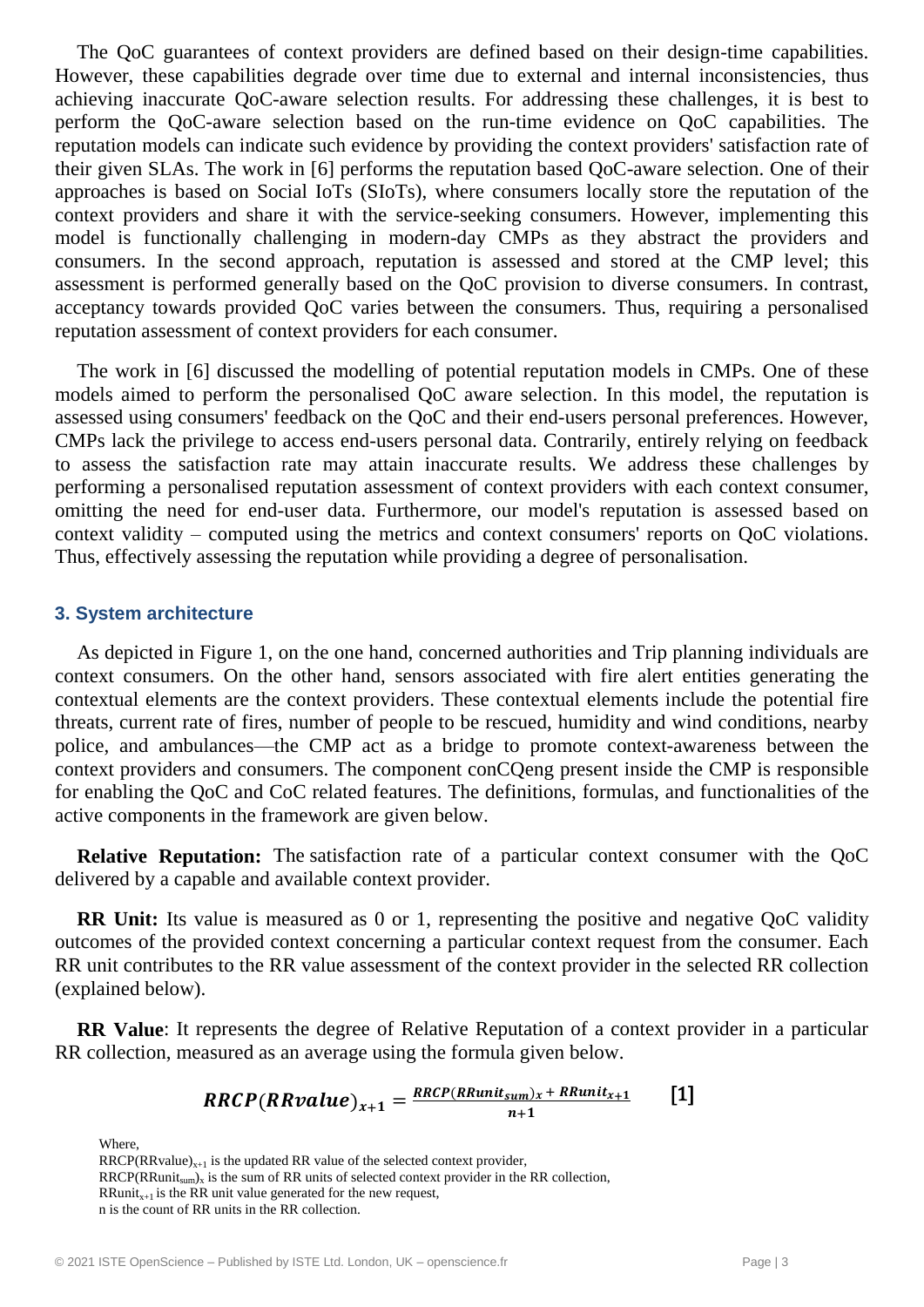The QoC guarantees of context providers are defined based on their design-time capabilities. However, these capabilities degrade over time due to external and internal inconsistencies, thus achieving inaccurate QoC-aware selection results. For addressing these challenges, it is best to perform the QoC-aware selection based on the run-time evidence on QoC capabilities. The reputation models can indicate such evidence by providing the context providers' satisfaction rate of their given SLAs. The work in [6] performs the reputation based QoC-aware selection. One of their approaches is based on Social IoTs (SIoTs), where consumers locally store the reputation of the context providers and share it with the service-seeking consumers. However, implementing this model is functionally challenging in modern-day CMPs as they abstract the providers and consumers. In the second approach, reputation is assessed and stored at the CMP level; this assessment is performed generally based on the QoC provision to diverse consumers. In contrast, acceptancy towards provided QoC varies between the consumers. Thus, requiring a personalised reputation assessment of context providers for each consumer.

The work in [6] discussed the modelling of potential reputation models in CMPs. One of these models aimed to perform the personalised QoC aware selection. In this model, the reputation is assessed using consumers' feedback on the QoC and their end-users personal preferences. However, CMPs lack the privilege to access end-users personal data. Contrarily, entirely relying on feedback to assess the satisfaction rate may attain inaccurate results. We address these challenges by performing a personalised reputation assessment of context providers with each context consumer, omitting the need for end-user data. Furthermore, our model's reputation is assessed based on context validity – computed using the metrics and context consumers' reports on QoC violations. Thus, effectively assessing the reputation while providing a degree of personalisation.

## 3. System architecture

As depicted in Figure 1, on the one hand, concerned authorities and Trip planning individuals are context consumers. On the other hand, sensors associated with fire alert entities generating the contextual elements are the context providers. These contextual elements include the potential fire threats, current rate of fires, number of people to be rescued, humidity and wind conditions, nearby police, and ambulances—the CMP act as a bridge to promote context-awareness between the context providers and consumers. The component conCQeng present inside the CMP is responsible for enabling the QoC and CoC related features. The definitions, formulas, and functionalities of the active components in the framework are given below.

**Relative Reputation:** The satisfaction rate of a particular context consumer with the QoC delivered by a capable and available context provider.

**RR Unit:** Its value is measured as 0 or 1, representing the positive and negative QoC validity outcomes of the provided context concerning a particular context request from the consumer. Each RR unit contributes to the RR value assessment of the context provider in the selected RR collection (explained below).

**RR Value**: It represents the degree of Relative Reputation of a context provider in a particular RR collection, measured as an average using the formula given below.

$$\boldsymbol{RRCP(RRvalue)_{x+1} = \frac{RRCP(RRunit_{sum})_x + RRunit_{x+1}}{n+1}} \qquad \textbf{[1]}$$

Where,

$RRCP(RRvalue)_{x+1}$ is the updated RR value of the selected context provider,

$RRCP(RRunit_{sum})_x$ is the sum of RR units of selected context provider in the RR collection,

$RRunit_{x+1}$ is the RR unit value generated for the new request,

n is the count of RR units in the RR collection.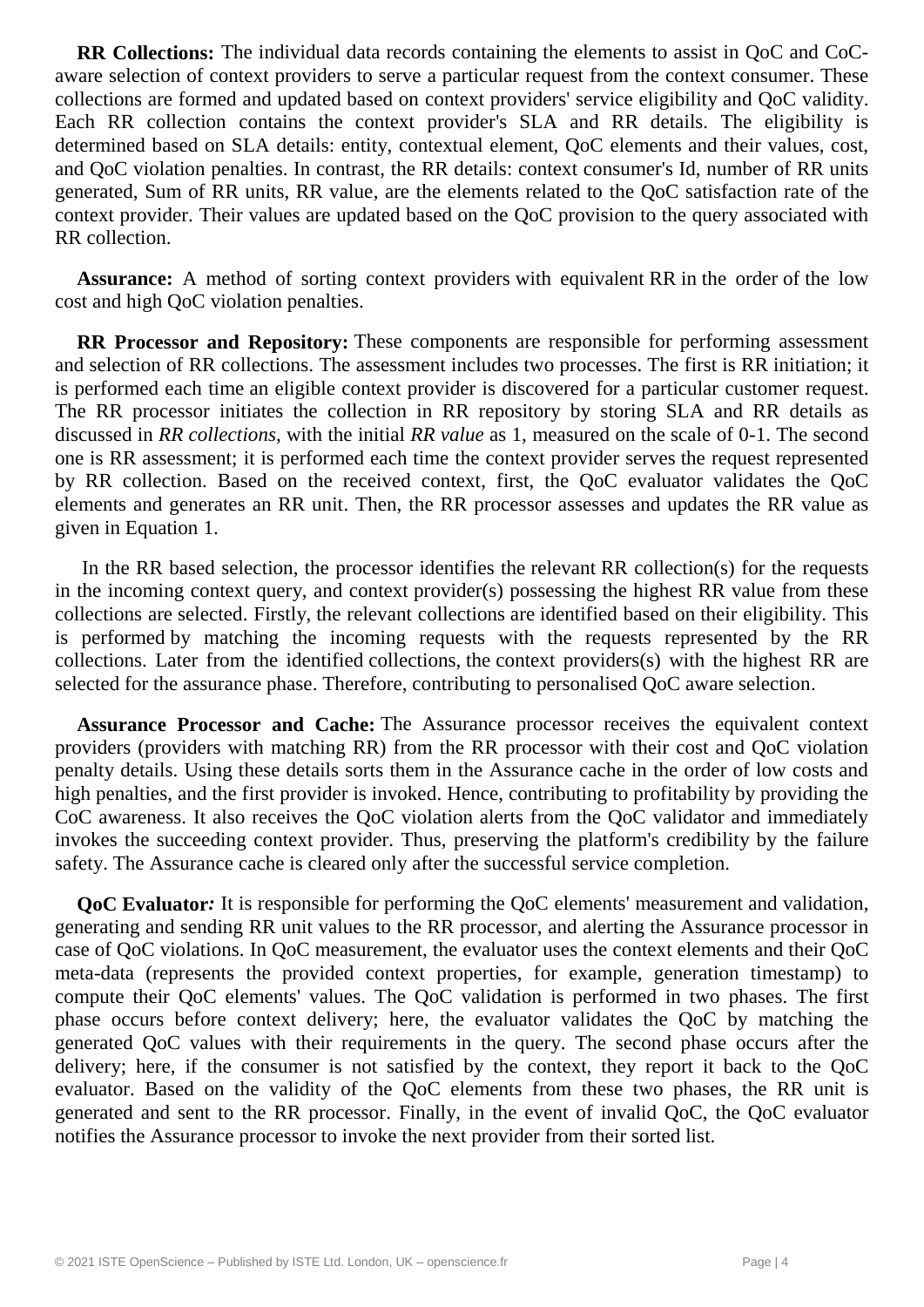**RR Collections:** The individual data records containing the elements to assist in QoC and CoC-aware selection of context providers to serve a particular request from the context consumer. These collections are formed and updated based on context providers' service eligibility and QoC validity. Each RR collection contains the context provider's SLA and RR details. The eligibility is determined based on SLA details: entity, contextual element, QoC elements and their values, cost, and QoC violation penalties. In contrast, the RR details: context consumer's Id, number of RR units generated, Sum of RR units, RR value, are the elements related to the QoC satisfaction rate of the context provider. Their values are updated based on the QoC provision to the query associated with RR collection.

**Assurance:** A method of sorting context providers with equivalent RR in the order of the low cost and high QoC violation penalties.

**RR Processor and Repository:** These components are responsible for performing assessment and selection of RR collections. The assessment includes two processes. The first is RR initiation; it is performed each time an eligible context provider is discovered for a particular customer request. The RR processor initiates the collection in RR repository by storing SLA and RR details as discussed in *RR collections*, with the initial *RR value* as 1, measured on the scale of 0-1. The second one is RR assessment; it is performed each time the context provider serves the request represented by RR collection. Based on the received context, first, the QoC evaluator validates the QoC elements and generates an RR unit. Then, the RR processor assesses and updates the RR value as given in Equation 1.

In the RR based selection, the processor identifies the relevant RR collection(s) for the requests in the incoming context query, and context provider(s) possessing the highest RR value from these collections are selected. Firstly, the relevant collections are identified based on their eligibility. This is performed by matching the incoming requests with the requests represented by the RR collections. Later from the identified collections, the context providers(s) with the highest RR are selected for the assurance phase. Therefore, contributing to personalised QoC aware selection.

**Assurance Processor and Cache:** The Assurance processor receives the equivalent context providers (providers with matching RR) from the RR processor with their cost and QoC violation penalty details. Using these details sorts them in the Assurance cache in the order of low costs and high penalties, and the first provider is invoked. Hence, contributing to profitability by providing the CoC awareness. It also receives the QoC violation alerts from the QoC validator and immediately invokes the succeeding context provider. Thus, preserving the platform's credibility by the failure safety. The Assurance cache is cleared only after the successful service completion.

**QoC Evaluator*:*** It is responsible for performing the QoC elements' measurement and validation, generating and sending RR unit values to the RR processor, and alerting the Assurance processor in case of QoC violations. In QoC measurement, the evaluator uses the context elements and their QoC meta-data (represents the provided context properties, for example, generation timestamp) to compute their QoC elements' values. The QoC validation is performed in two phases. The first phase occurs before context delivery; here, the evaluator validates the QoC by matching the generated QoC values with their requirements in the query. The second phase occurs after the delivery; here, if the consumer is not satisfied by the context, they report it back to the QoC evaluator. Based on the validity of the QoC elements from these two phases, the RR unit is generated and sent to the RR processor. Finally, in the event of invalid QoC, the QoC evaluator notifies the Assurance processor to invoke the next provider from their sorted list.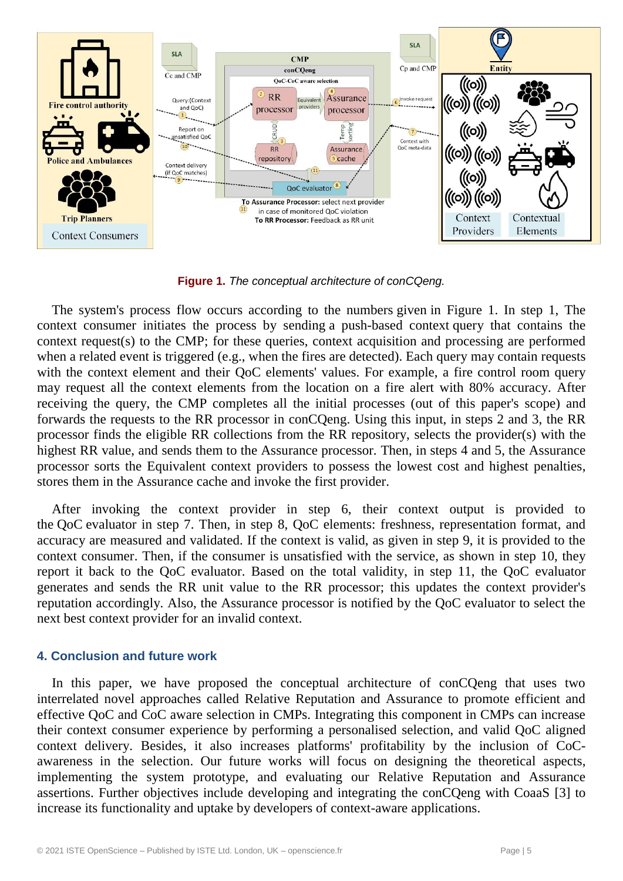**Figure 1.** *The conceptual architecture of conCQeng.*

The system's process flow occurs according to the numbers given in Figure 1. In step 1, The context consumer initiates the process by sending a push-based context query that contains the context request(s) to the CMP; for these queries, context acquisition and processing are performed when a related event is triggered (e.g., when the fires are detected). Each query may contain requests with the context element and their QoC elements' values. For example, a fire control room query may request all the context elements from the location on a fire alert with 80% accuracy. After receiving the query, the CMP completes all the initial processes (out of this paper's scope) and forwards the requests to the RR processor in conCQeng. Using this input, in steps 2 and 3, the RR processor finds the eligible RR collections from the RR repository, selects the provider(s) with the highest RR value, and sends them to the Assurance processor. Then, in steps 4 and 5, the Assurance processor sorts the Equivalent context providers to possess the lowest cost and highest penalties, stores them in the Assurance cache and invoke the first provider.

After invoking the context provider in step 6, their context output is provided to the QoC evaluator in step 7. Then, in step 8, QoC elements: freshness, representation format, and accuracy are measured and validated. If the context is valid, as given in step 9, it is provided to the context consumer. Then, if the consumer is unsatisfied with the service, as shown in step 10, they report it back to the QoC evaluator. Based on the total validity, in step 11, the QoC evaluator generates and sends the RR unit value to the RR processor; this updates the context provider's reputation accordingly. Also, the Assurance processor is notified by the QoC evaluator to select the next best context provider for an invalid context.

## 4. Conclusion and future work

In this paper, we have proposed the conceptual architecture of conCQeng that uses two interrelated novel approaches called Relative Reputation and Assurance to promote efficient and effective QoC and CoC aware selection in CMPs. Integrating this component in CMPs can increase their context consumer experience by performing a personalised selection, and valid QoC aligned context delivery. Besides, it also increases platforms' profitability by the inclusion of CoC-awareness in the selection. Our future works will focus on designing the theoretical aspects, implementing the system prototype, and evaluating our Relative Reputation and Assurance assertions. Further objectives include developing and integrating the conCQeng with CoaaS [3] to increase its functionality and uptake by developers of context-aware applications.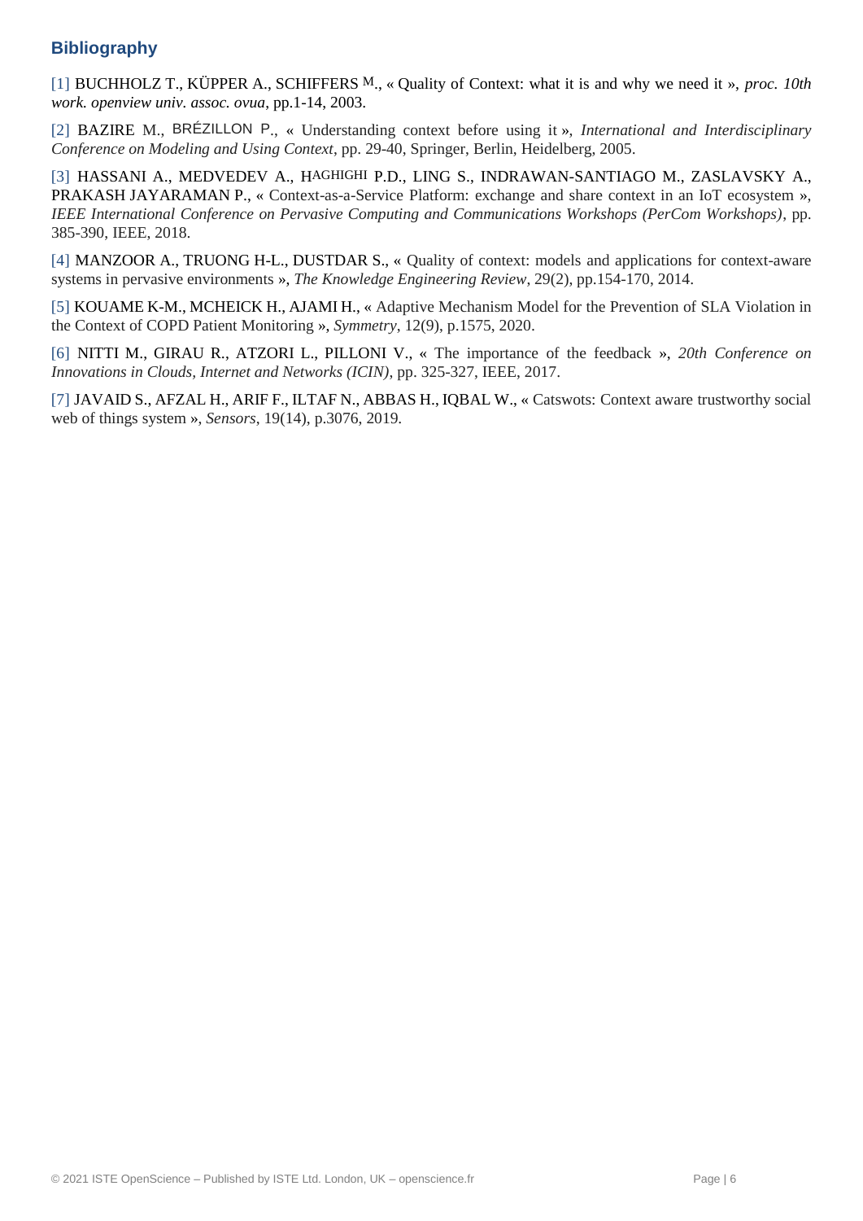## Bibliography

[1] BUCHHOLZ T., KÜPPER A., SCHIFFERS M., « Quality of Context: what it is and why we need it », *proc. 10th work. openview univ. assoc. ovua*, pp.1-14, 2003.

[2] BAZIRE M., BRÉZILLON P., « Understanding context before using it », *International and Interdisciplinary Conference on Modeling and Using Context*, pp. 29-40, Springer, Berlin, Heidelberg, 2005.

[3] HASSANI A., MEDVEDEV A., HAGHIGHI P.D., LING S., INDRAWAN-SANTIAGO M., ZASLAVSKY A., PRAKASH JAYARAMAN P., « Context-as-a-Service Platform: exchange and share context in an IoT ecosystem », *IEEE International Conference on Pervasive Computing and Communications Workshops (PerCom Workshops)*, pp. 385-390, IEEE, 2018.

[4] MANZOOR A., TRUONG H-L., DUSTDAR S., « Quality of context: models and applications for context-aware systems in pervasive environments », *The Knowledge Engineering Review*, 29(2), pp.154-170, 2014.

[5] KOUAME K-M., MCHEICK H., AJAMI H., « Adaptive Mechanism Model for the Prevention of SLA Violation in the Context of COPD Patient Monitoring », *Symmetry*, 12(9), p.1575, 2020.

[6] NITTI M., GIRAU R., ATZORI L., PILLONI V., « The importance of the feedback », *20th Conference on Innovations in Clouds, Internet and Networks (ICIN)*, pp. 325-327, IEEE, 2017.

[7] JAVAID S., AFZAL H., ARIF F., ILTAF N., ABBAS H., IQBAL W., « Catswots: Context aware trustworthy social web of things system », *Sensors*, 19(14), p.3076, 2019.